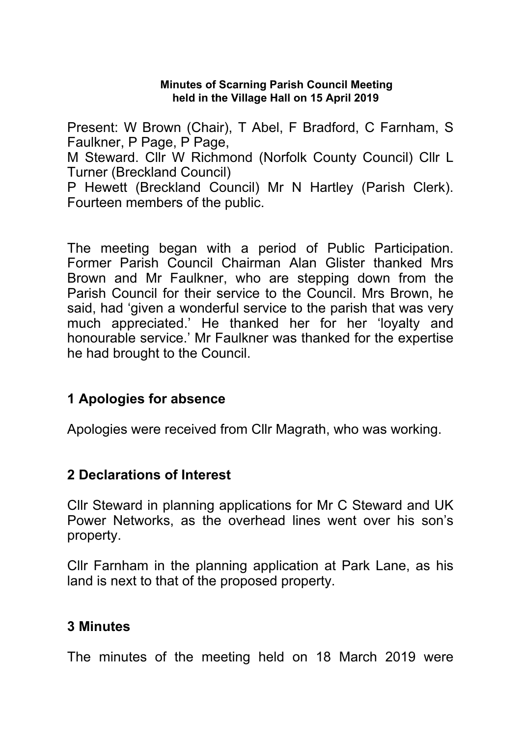**Minutes of Scarning Parish Council Meeting**
**held in the Village Hall on 15 April 2019**

Present: W Brown (Chair), T Abel, F Bradford, C Farnham, S Faulkner, P Page, P Page,
M Steward. Cllr W Richmond (Norfolk County Council) Cllr L Turner (Breckland Council)
P Hewett (Breckland Council) Mr N Hartley (Parish Clerk). Fourteen members of the public.

The meeting began with a period of Public Participation. Former Parish Council Chairman Alan Glister thanked Mrs Brown and Mr Faulkner, who are stepping down from the Parish Council for their service to the Council. Mrs Brown, he said, had 'given a wonderful service to the parish that was very much appreciated.' He thanked her for her 'loyalty and honourable service.' Mr Faulkner was thanked for the expertise he had brought to the Council.

## 1 Apologies for absence

Apologies were received from Cllr Magrath, who was working.

## 2 Declarations of Interest

Cllr Steward in planning applications for Mr C Steward and UK Power Networks, as the overhead lines went over his son's property.

Cllr Farnham in the planning application at Park Lane, as his land is next to that of the proposed property.

## 3 Minutes

The minutes of the meeting held on 18 March 2019 were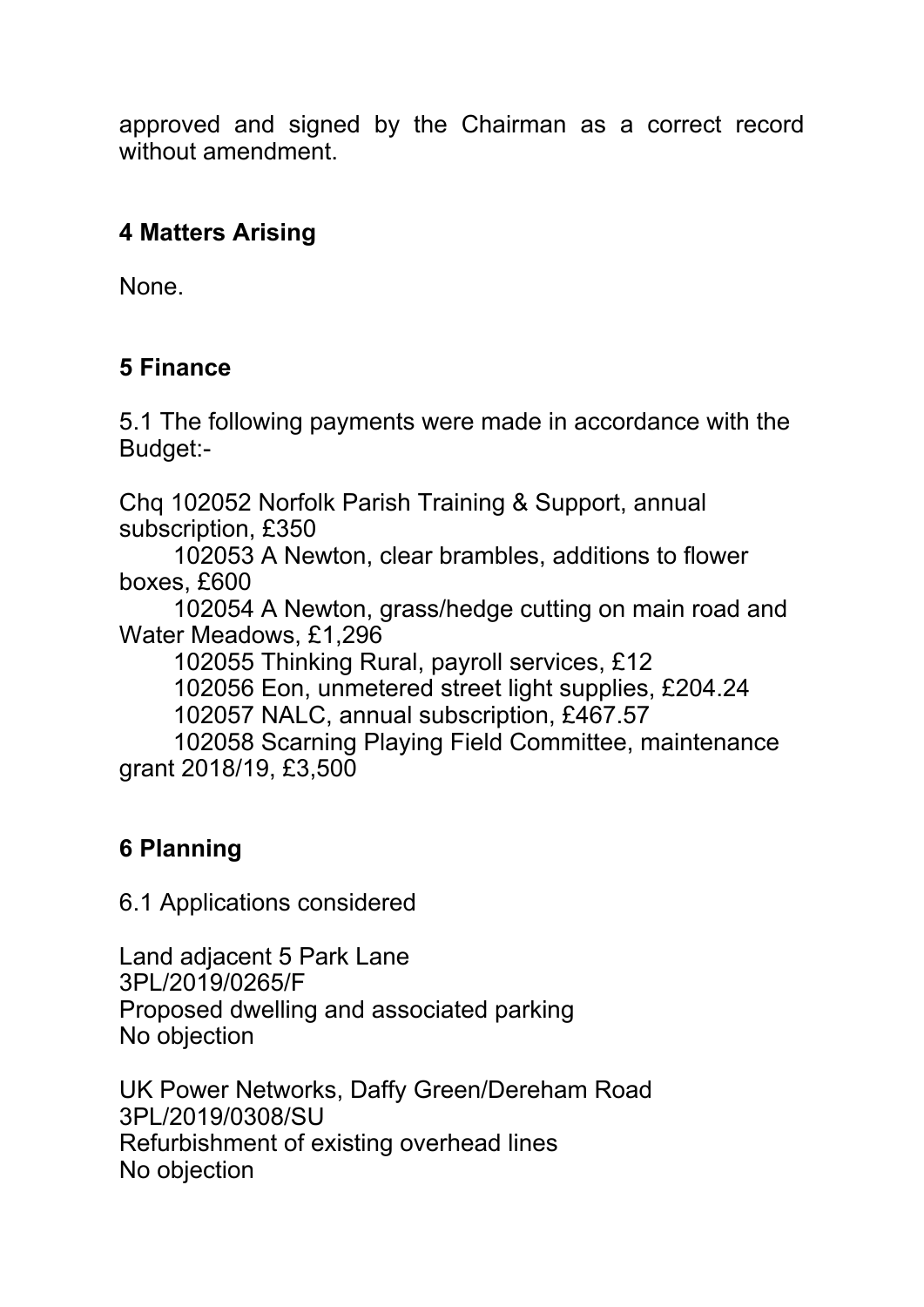approved and signed by the Chairman as a correct record without amendment.

**4 Matters Arising**

None.

**5 Finance**

5.1 The following payments were made in accordance with the Budget:-

Chq 102052 Norfolk Parish Training & Support, annual subscription, £350
102053 A Newton, clear brambles, additions to flower boxes, £600
102054 A Newton, grass/hedge cutting on main road and Water Meadows, £1,296
102055 Thinking Rural, payroll services, £12
102056 Eon, unmetered street light supplies, £204.24
102057 NALC, annual subscription, £467.57
102058 Scarning Playing Field Committee, maintenance grant 2018/19, £3,500

**6 Planning**

6.1 Applications considered

Land adjacent 5 Park Lane
3PL/2019/0265/F
Proposed dwelling and associated parking
No objection

UK Power Networks, Daffy Green/Dereham Road
3PL/2019/0308/SU
Refurbishment of existing overhead lines
No objection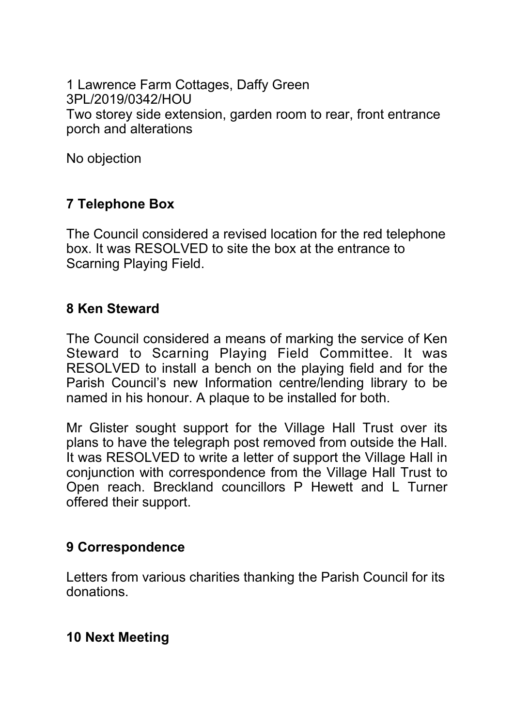1 Lawrence Farm Cottages, Daffy Green
3PL/2019/0342/HOU
Two storey side extension, garden room to rear, front entrance porch and alterations

No objection

## 7 Telephone Box

The Council considered a revised location for the red telephone box. It was RESOLVED to site the box at the entrance to Scarning Playing Field.

## 8 Ken Steward

The Council considered a means of marking the service of Ken Steward to Scarning Playing Field Committee. It was RESOLVED to install a bench on the playing field and for the Parish Council's new Information centre/lending library to be named in his honour. A plaque to be installed for both.

Mr Glister sought support for the Village Hall Trust over its plans to have the telegraph post removed from outside the Hall. It was RESOLVED to write a letter of support the Village Hall in conjunction with correspondence from the Village Hall Trust to Open reach. Breckland councillors P Hewett and L Turner offered their support.

## 9 Correspondence

Letters from various charities thanking the Parish Council for its donations.

## 10 Next Meeting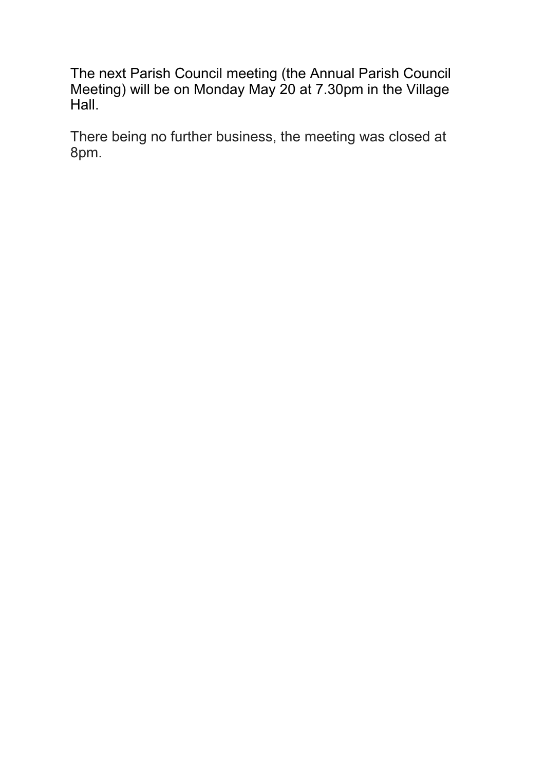The next Parish Council meeting (the Annual Parish Council Meeting) will be on Monday May 20 at 7.30pm in the Village Hall.

There being no further business, the meeting was closed at 8pm.